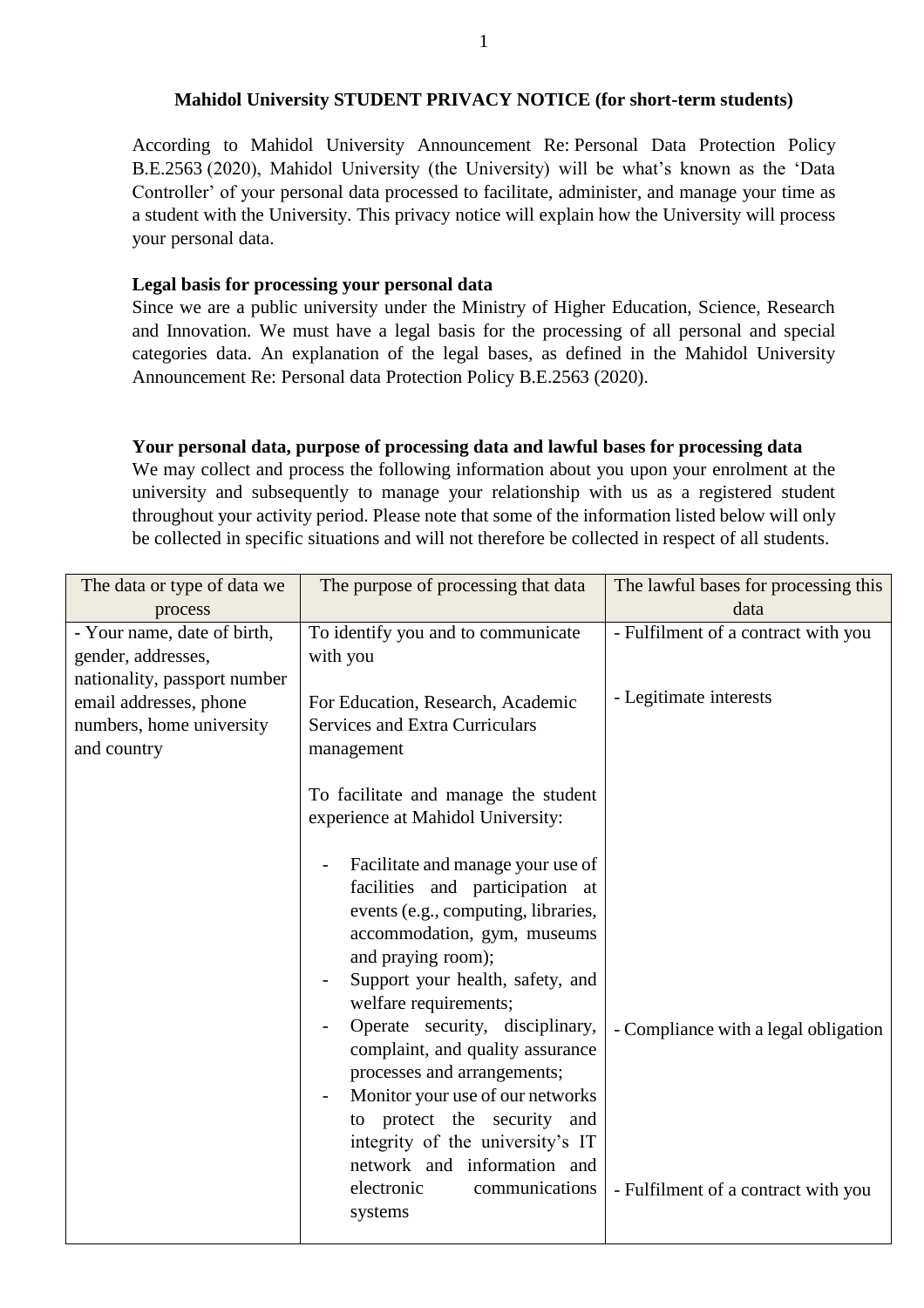**Mahidol University STUDENT PRIVACY NOTICE (for short-term students)**

According to Mahidol University Announcement Re: Personal Data Protection Policy B.E.2563 (2020), Mahidol University (the University) will be what's known as the 'Data Controller' of your personal data processed to facilitate, administer, and manage your time as a student with the University. This privacy notice will explain how the University will process your personal data.

**Legal basis for processing your personal data**

Since we are a public university under the Ministry of Higher Education, Science, Research and Innovation. We must have a legal basis for the processing of all personal and special categories data. An explanation of the legal bases, as defined in the Mahidol University Announcement Re: Personal data Protection Policy B.E.2563 (2020).

**Your personal data, purpose of processing data and lawful bases for processing data**

We may collect and process the following information about you upon your enrolment at the university and subsequently to manage your relationship with us as a registered student throughout your activity period. Please note that some of the information listed below will only be collected in specific situations and will not therefore be collected in respect of all students.

| The data or type of data we process | The purpose of processing that data | The lawful bases for processing this data |
|---|---|---|
| - Your name, date of birth, gender, addresses, nationality, passport number email addresses, phone numbers, home university and country | To identify you and to communicate with you<br><br>For Education, Research, Academic Services and Extra Curriculars management<br><br>To facilitate and manage the student experience at Mahidol University:<br>- Facilitate and manage your use of facilities and participation at events (e.g., computing, libraries, accommodation, gym, museums and praying room);<br>- Support your health, safety, and welfare requirements;<br>- Operate security, disciplinary, complaint, and quality assurance processes and arrangements;<br>- Monitor your use of our networks to protect the security and integrity of the university's IT network and information and electronic communications systems | - Fulfilment of a contract with you<br><br>- Legitimate interests<br><br>- Compliance with a legal obligation<br><br>- Fulfilment of a contract with you |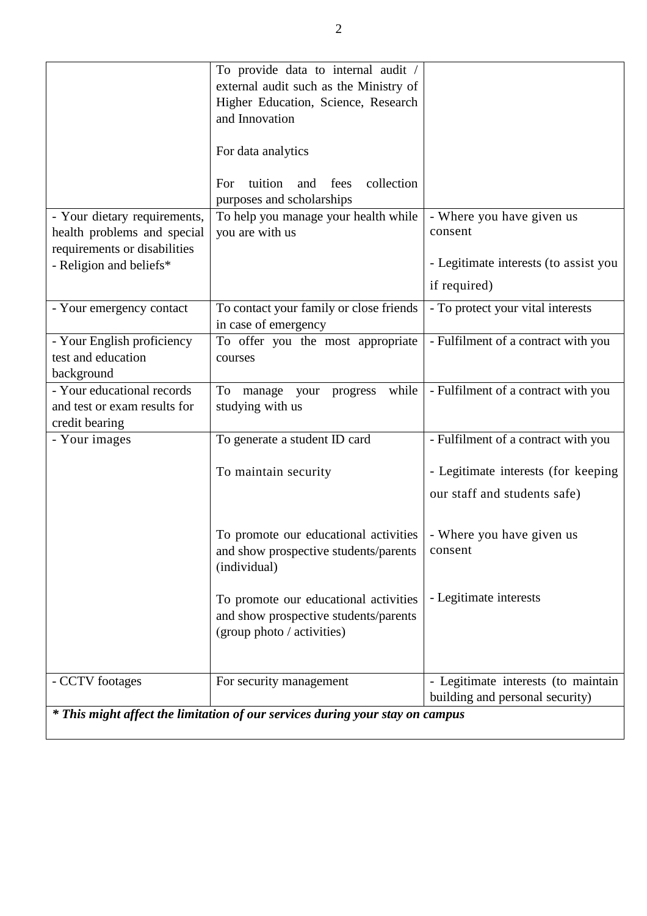| | | |
|---|---|---|
| | To provide data to internal audit / external audit such as the Ministry of Higher Education, Science, Research and Innovation<br><br>For data analytics<br><br>For tuition and fees collection purposes and scholarships | |
| - Your dietary requirements, health problems and special requirements or disabilities<br>- Religion and beliefs* | To help you manage your health while you are with us | - Where you have given us consent<br><br>- Legitimate interests (to assist you if required) |
| - Your emergency contact | To contact your family or close friends in case of emergency | - To protect your vital interests |
| - Your English proficiency test and education background | To offer you the most appropriate courses | - Fulfilment of a contract with you |
| - Your educational records and test or exam results for credit bearing | To manage your progress while studying with us | - Fulfilment of a contract with you |
| - Your images | To generate a student ID card<br><br>To maintain security<br><br>To promote our educational activities and show prospective students/parents (individual)<br><br>To promote our educational activities and show prospective students/parents (group photo / activities) | - Fulfilment of a contract with you<br><br>- Legitimate interests (for keeping our staff and students safe)<br><br>- Where you have given us consent<br><br>- Legitimate interests |
| - CCTV footages | For security management | - Legitimate interests (to maintain building and personal security) |

***\* This might affect the limitation of our services during your stay on campus***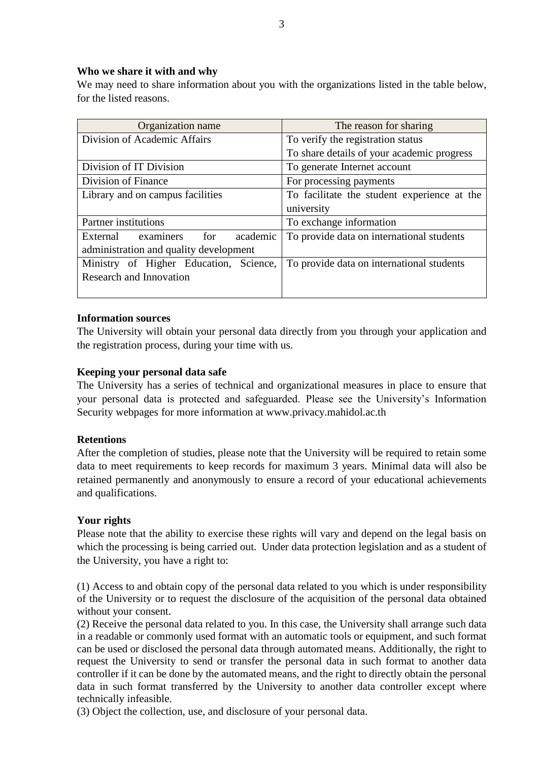**Who we share it with and why**

We may need to share information about you with the organizations listed in the table below, for the listed reasons.

| Organization name | The reason for sharing |
| --- | --- |
| Division of Academic Affairs | To verify the registration status<br>To share details of your academic progress |
| Division of IT Division | To generate Internet account |
| Division of Finance | For processing payments |
| Library and on campus facilities | To facilitate the student experience at the university |
| Partner institutions | To exchange information |
| External examiners for academic administration and quality development | To provide data on international students |
| Ministry of Higher Education, Science, Research and Innovation | To provide data on international students |

**Information sources**

The University will obtain your personal data directly from you through your application and the registration process, during your time with us.

**Keeping your personal data safe**

The University has a series of technical and organizational measures in place to ensure that your personal data is protected and safeguarded. Please see the University's Information Security webpages for more information at www.privacy.mahidol.ac.th

**Retentions**

After the completion of studies, please note that the University will be required to retain some data to meet requirements to keep records for maximum 3 years. Minimal data will also be retained permanently and anonymously to ensure a record of your educational achievements and qualifications.

**Your rights**

Please note that the ability to exercise these rights will vary and depend on the legal basis on which the processing is being carried out. Under data protection legislation and as a student of the University, you have a right to:

(1) Access to and obtain copy of the personal data related to you which is under responsibility of the University or to request the disclosure of the acquisition of the personal data obtained without your consent.

(2) Receive the personal data related to you. In this case, the University shall arrange such data in a readable or commonly used format with an automatic tools or equipment, and such format can be used or disclosed the personal data through automated means. Additionally, the right to request the University to send or transfer the personal data in such format to another data controller if it can be done by the automated means, and the right to directly obtain the personal data in such format transferred by the University to another data controller except where technically infeasible.

(3) Object the collection, use, and disclosure of your personal data.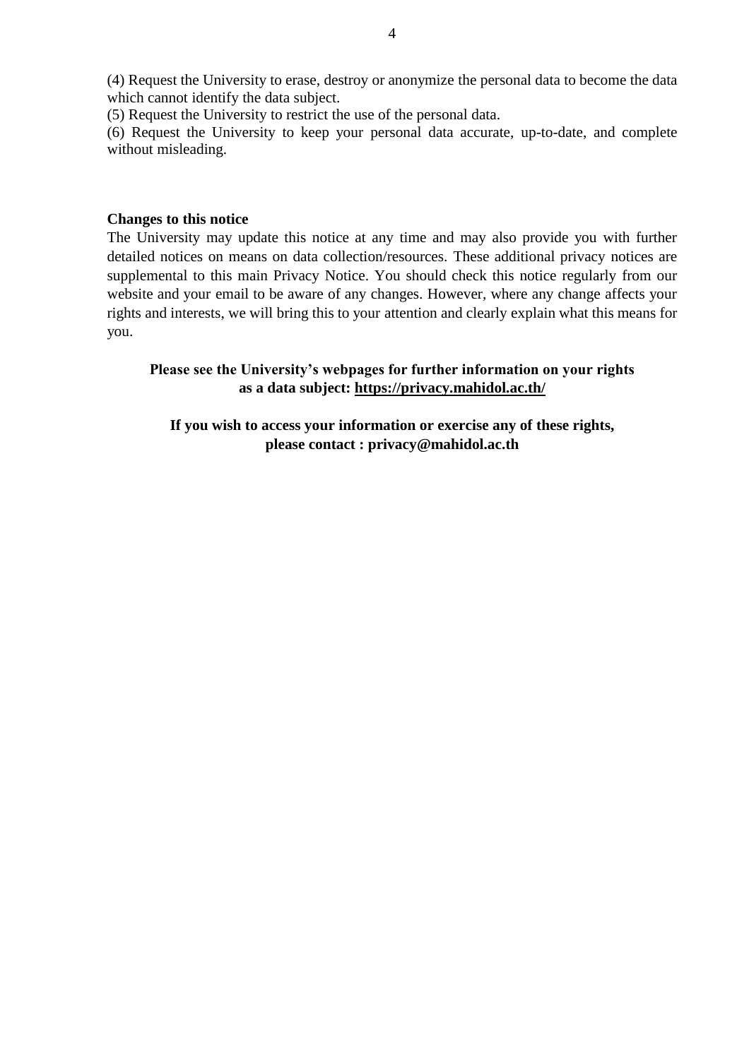(4) Request the University to erase, destroy or anonymize the personal data to become the data which cannot identify the data subject.
(5) Request the University to restrict the use of the personal data.
(6) Request the University to keep your personal data accurate, up-to-date, and complete without misleading.

**Changes to this notice**

The University may update this notice at any time and may also provide you with further detailed notices on means on data collection/resources. These additional privacy notices are supplemental to this main Privacy Notice. You should check this notice regularly from our website and your email to be aware of any changes. However, where any change affects your rights and interests, we will bring this to your attention and clearly explain what this means for you.

**Please see the University's webpages for further information on your rights as a data subject: https://privacy.mahidol.ac.th/**

**If you wish to access your information or exercise any of these rights, please contact : privacy@mahidol.ac.th**